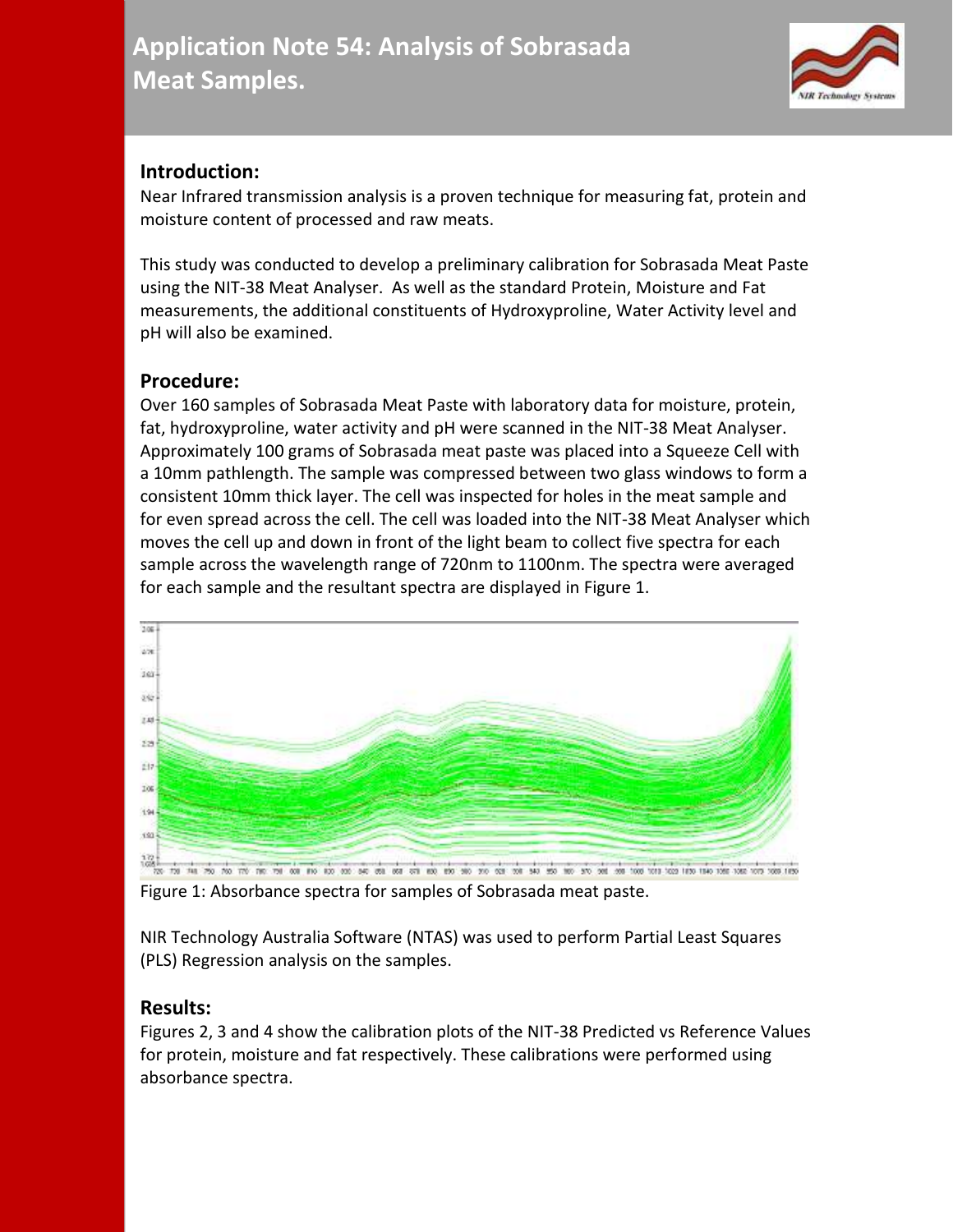# Application Note 54: Analysis of Sobrasada Meat Samples.

## Introduction:

Near Infrared transmission analysis is a proven technique for measuring fat, protein and moisture content of processed and raw meats.

This study was conducted to develop a preliminary calibration for Sobrasada Meat Paste using the NIT-38 Meat Analyser. As well as the standard Protein, Moisture and Fat measurements, the additional constituents of Hydroxyproline, Water Activity level and pH will also be examined.

## Procedure:

Over 160 samples of Sobrasada Meat Paste with laboratory data for moisture, protein, fat, hydroxyproline, water activity and pH were scanned in the NIT-38 Meat Analyser. Approximately 100 grams of Sobrasada meat paste was placed into a Squeeze Cell with a 10mm pathlength. The sample was compressed between two glass windows to form a consistent 10mm thick layer. The cell was inspected for holes in the meat sample and for even spread across the cell. The cell was loaded into the NIT-38 Meat Analyser which moves the cell up and down in front of the light beam to collect five spectra for each sample across the wavelength range of 720nm to 1100nm. The spectra were averaged for each sample and the resultant spectra are displayed in Figure 1.

Figure 1: Absorbance spectra for samples of Sobrasada meat paste.

NIR Technology Australia Software (NTAS) was used to perform Partial Least Squares (PLS) Regression analysis on the samples.

## Results:

Figures 2, 3 and 4 show the calibration plots of the NIT-38 Predicted vs Reference Values for protein, moisture and fat respectively. These calibrations were performed using absorbance spectra.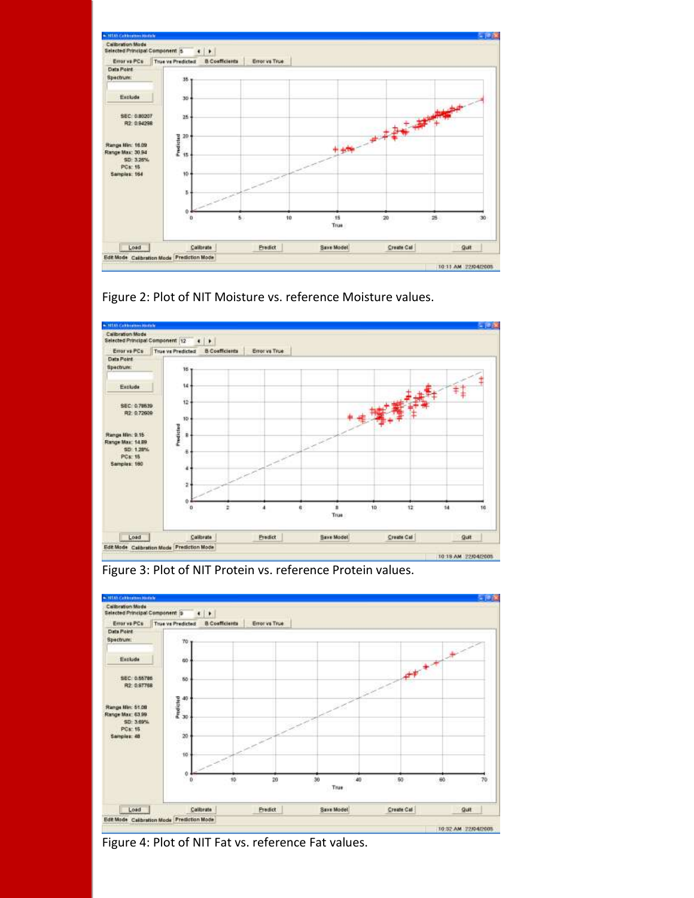Figure 2: Plot of NIT Moisture vs. reference Moisture values.

Figure 3: Plot of NIT Protein vs. reference Protein values.

Figure 4: Plot of NIT Fat vs. reference Fat values.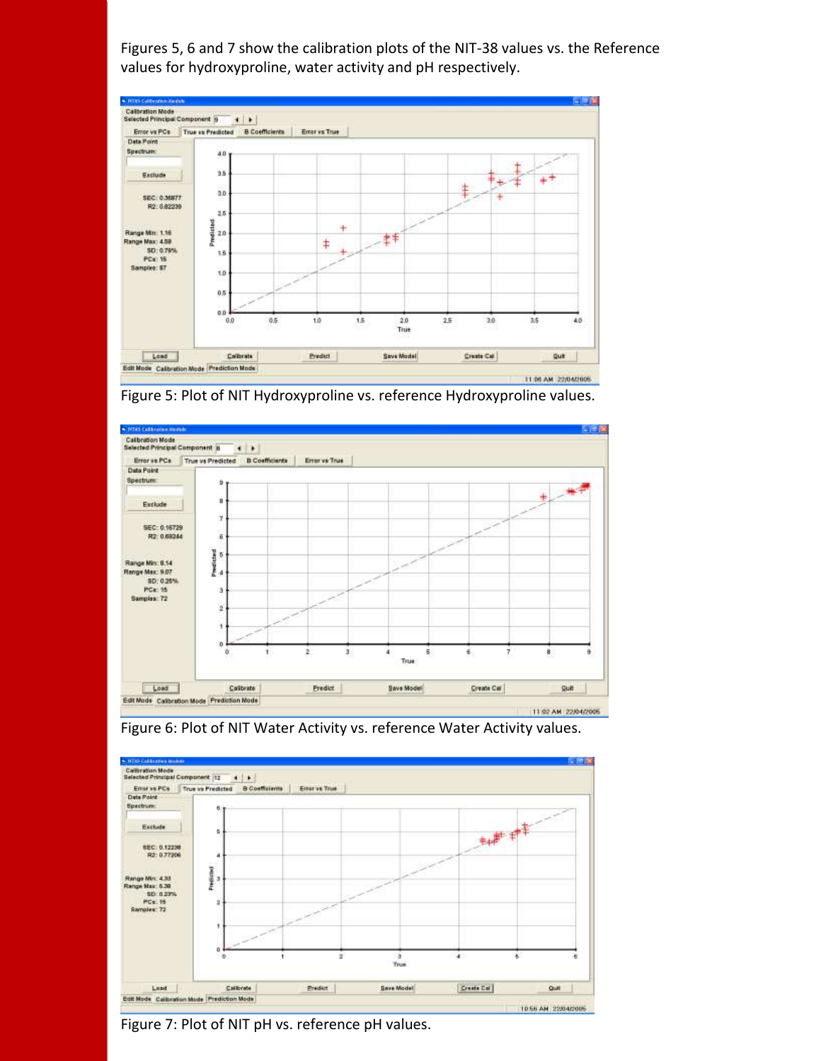Figures 5, 6 and 7 show the calibration plots of the NIT-38 values vs. the Reference values for hydroxyproline, water activity and pH respectively.

Figure 5: Plot of NIT Hydroxyproline vs. reference Hydroxyproline values.

Figure 6: Plot of NIT Water Activity vs. reference Water Activity values.

Figure 7: Plot of NIT pH vs. reference pH values.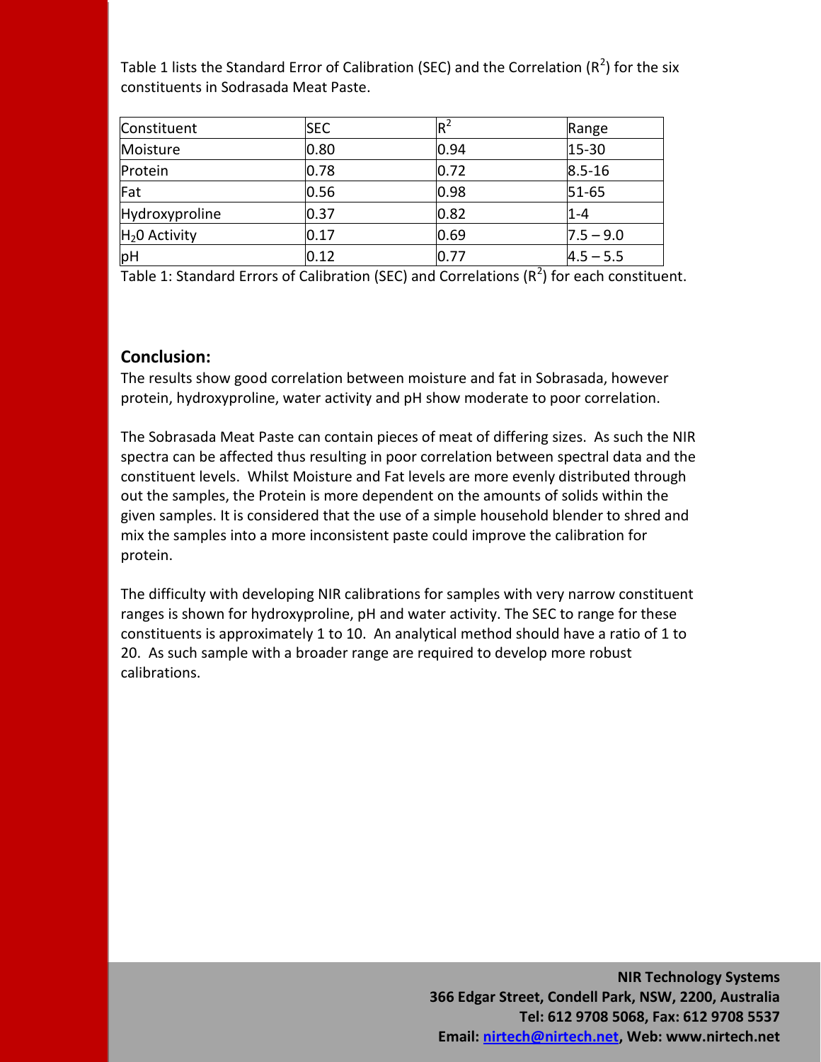Table 1 lists the Standard Error of Calibration (SEC) and the Correlation ($R^2$) for the six constituents in Sodrasada Meat Paste.

| Constituent | SEC | $R^2$ | Range |
|---|---|---|---|
| Moisture | 0.80 | 0.94 | 15-30 |
| Protein | 0.78 | 0.72 | 8.5-16 |
| Fat | 0.56 | 0.98 | 51-65 |
| Hydroxyproline | 0.37 | 0.82 | 1-4 |
| $H_20$ Activity | 0.17 | 0.69 | 7.5 – 9.0 |
| pH | 0.12 | 0.77 | 4.5 – 5.5 |

Table 1: Standard Errors of Calibration (SEC) and Correlations ($R^2$) for each constituent.

## Conclusion:

The results show good correlation between moisture and fat in Sobrasada, however protein, hydroxyproline, water activity and pH show moderate to poor correlation.

The Sobrasada Meat Paste can contain pieces of meat of differing sizes. As such the NIR spectra can be affected thus resulting in poor correlation between spectral data and the constituent levels. Whilst Moisture and Fat levels are more evenly distributed through out the samples, the Protein is more dependent on the amounts of solids within the given samples. It is considered that the use of a simple household blender to shred and mix the samples into a more inconsistent paste could improve the calibration for protein.

The difficulty with developing NIR calibrations for samples with very narrow constituent ranges is shown for hydroxyproline, pH and water activity. The SEC to range for these constituents is approximately 1 to 10. An analytical method should have a ratio of 1 to 20. As such sample with a broader range are required to develop more robust calibrations.

**NIR Technology Systems**
**366 Edgar Street, Condell Park, NSW, 2200, Australia**
**Tel: 612 9708 5068, Fax: 612 9708 5537**
**Email: nirtech@nirtech.net, Web: www.nirtech.net**